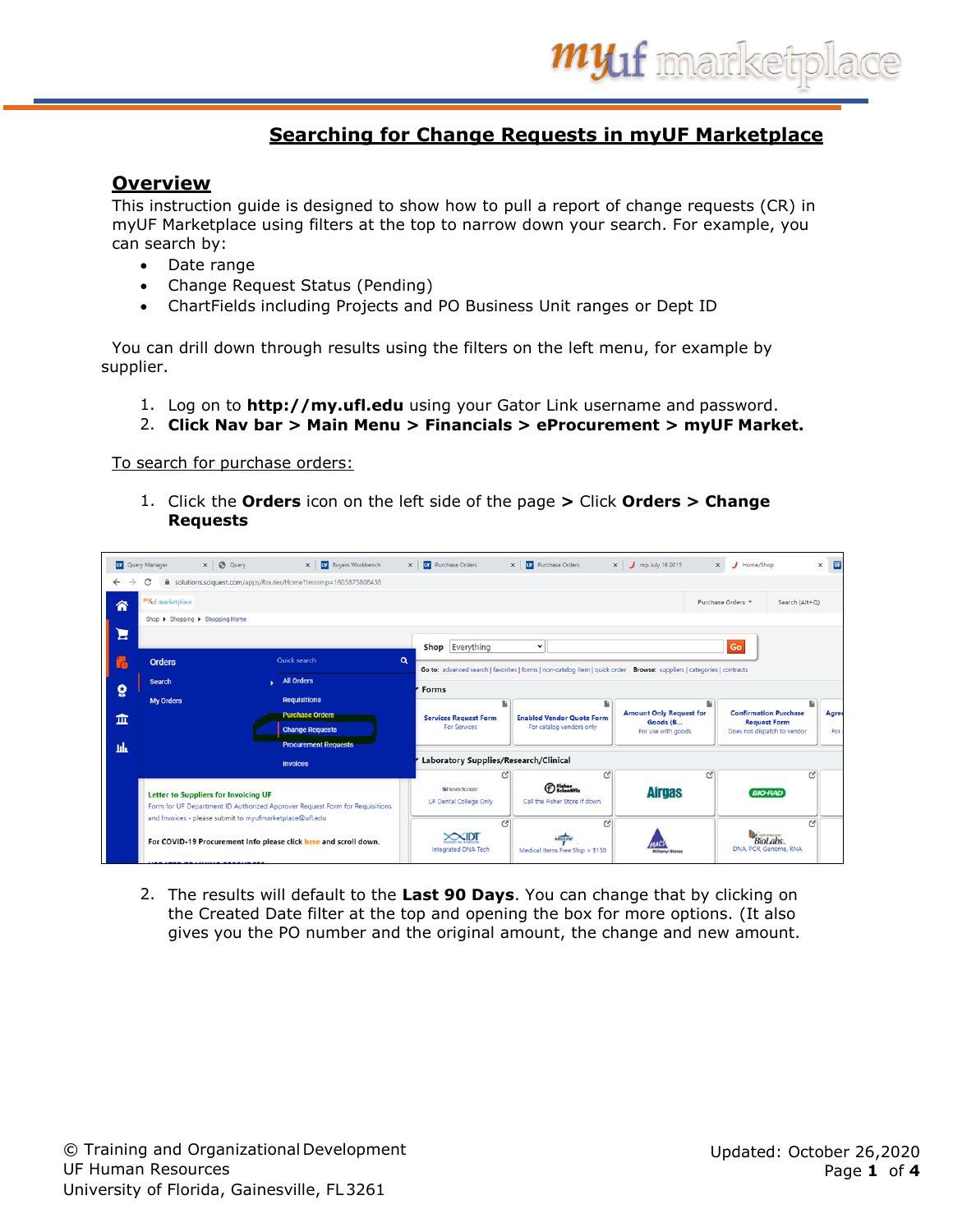# Searching for Change Requests in myUF Marketplace

## Overview

This instruction guide is designed to show how to pull a report of change requests (CR) in myUF Marketplace using filters at the top to narrow down your search. For example, you can search by:

- Date range
- Change Request Status (Pending)
- ChartFields including Projects and PO Business Unit ranges or Dept ID

You can drill down through results using the filters on the left menu, for example by supplier.

1. Log on to **http://my.ufl.edu** using your Gator Link username and password.
2. **Click Nav bar > Main Menu > Financials > eProcurement > myUF Market.**

To search for purchase orders:

1. Click the **Orders** icon on the left side of the page **>** Click **Orders > Change Requests**

2. The results will default to the **Last 90 Days**. You can change that by clicking on the Created Date filter at the top and opening the box for more options. (It also gives you the PO number and the original amount, the change and new amount.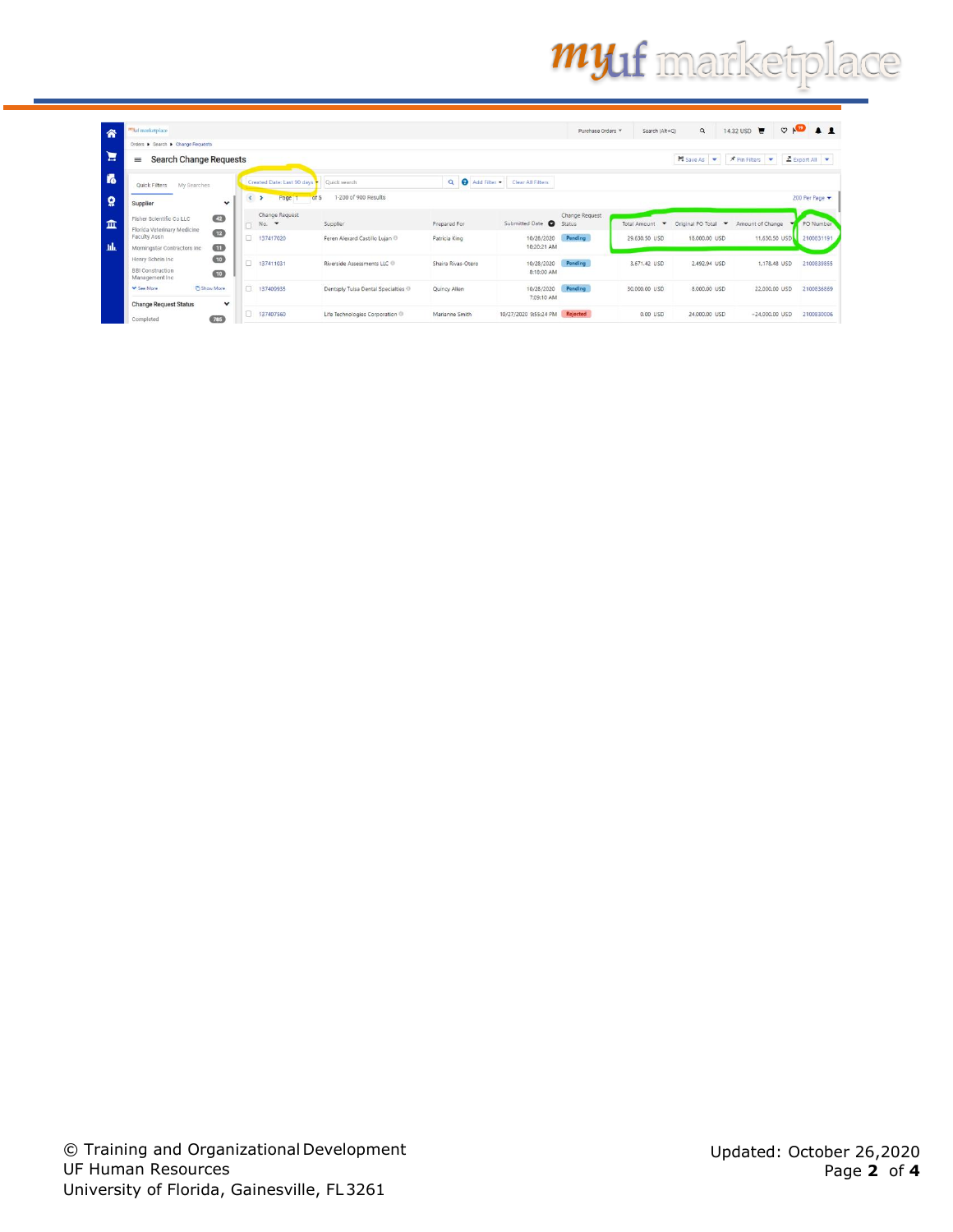## Search Change Requests

Created Date: Last 90 days | Quick search | Add Filter | Clear All Filters

Page 1 of 5 — 1-200 of 900 Results — 200 Per Page

**Quick Filters** | My Searches

**Supplier**
- Fisher Scientific Co LLC (42)
- Florida Veterinary Medicine Faculty Assn (12)
- Morningstar Contractors Inc (11)
- Henry Schein Inc (10)
- BBI Construction Management Inc (10)

**Change Request Status**
- Completed (785)

| Change Request No. | Supplier | Prepared For | Submitted Date | Change Request Status | Total Amount | Original PO Total | Amount of Change | PO Number |
|---|---|---|---|---|---|---|---|---|
| 137417020 | Feren Alexard Castillo Lujan | Patricia King | 10/28/2020 10:20:21 AM | Pending | 29,630.50 USD | 18,000.00 USD | 11,630.50 USD | 2100831191 |
| 137411031 | Riverside Assessments LLC | Shaira Rivas-Otero | 10/28/2020 8:18:00 AM | Pending | 3,671.42 USD | 2,492.94 USD | 1,178.48 USD | 2100839855 |
| 137400935 | Dentsply Tulsa Dental Specialties | Quincy Allen | 10/28/2020 7:09:10 AM | Pending | 30,000.00 USD | 8,000.00 USD | 22,000.00 USD | 2100836869 |
| 137407560 | Life Technologies Corporation | Marianne Smith | 10/27/2020 9:55:24 PM | Rejected | 0.00 USD | 24,000.00 USD | -24,000.00 USD | 2100830006 |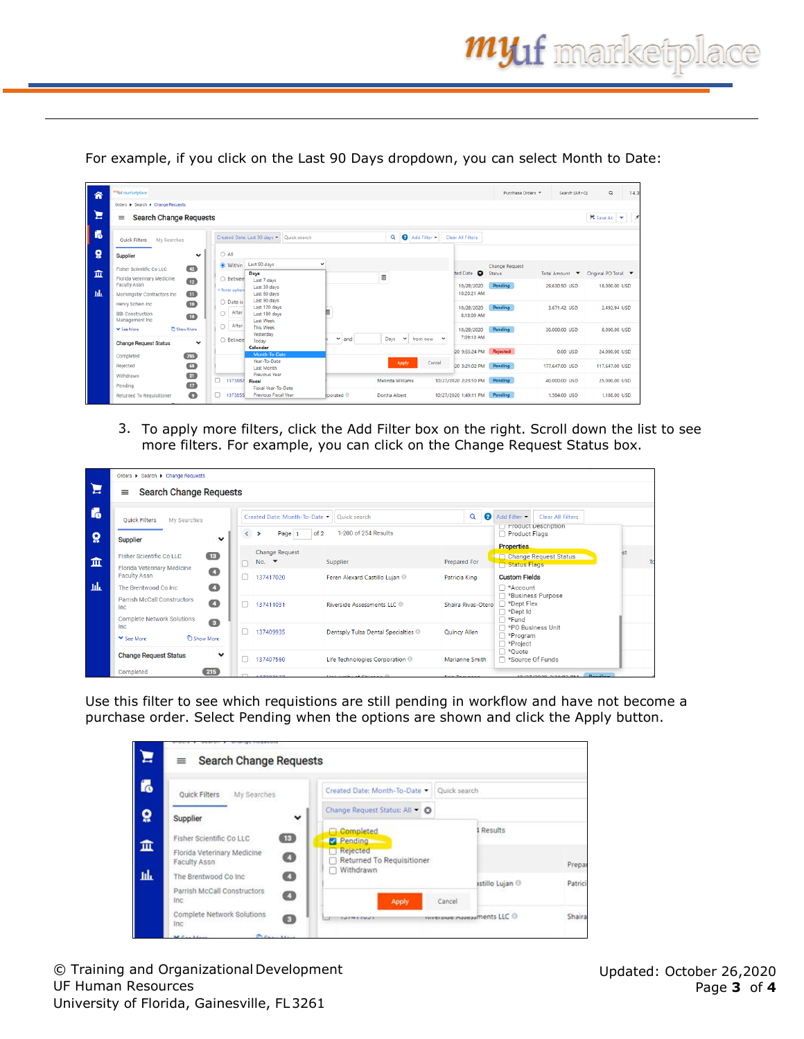For example, if you click on the Last 90 Days dropdown, you can select Month to Date:

3. To apply more filters, click the Add Filter box on the right. Scroll down the list to see more filters. For example, you can click on the Change Request Status box.

Use this filter to see which requistions are still pending in workflow and have not become a purchase order. Select Pending when the options are shown and click the Apply button.

© Training and Organizational Development
UF Human Resources
University of Florida, Gainesville, FL 3261

Updated: October 26, 2020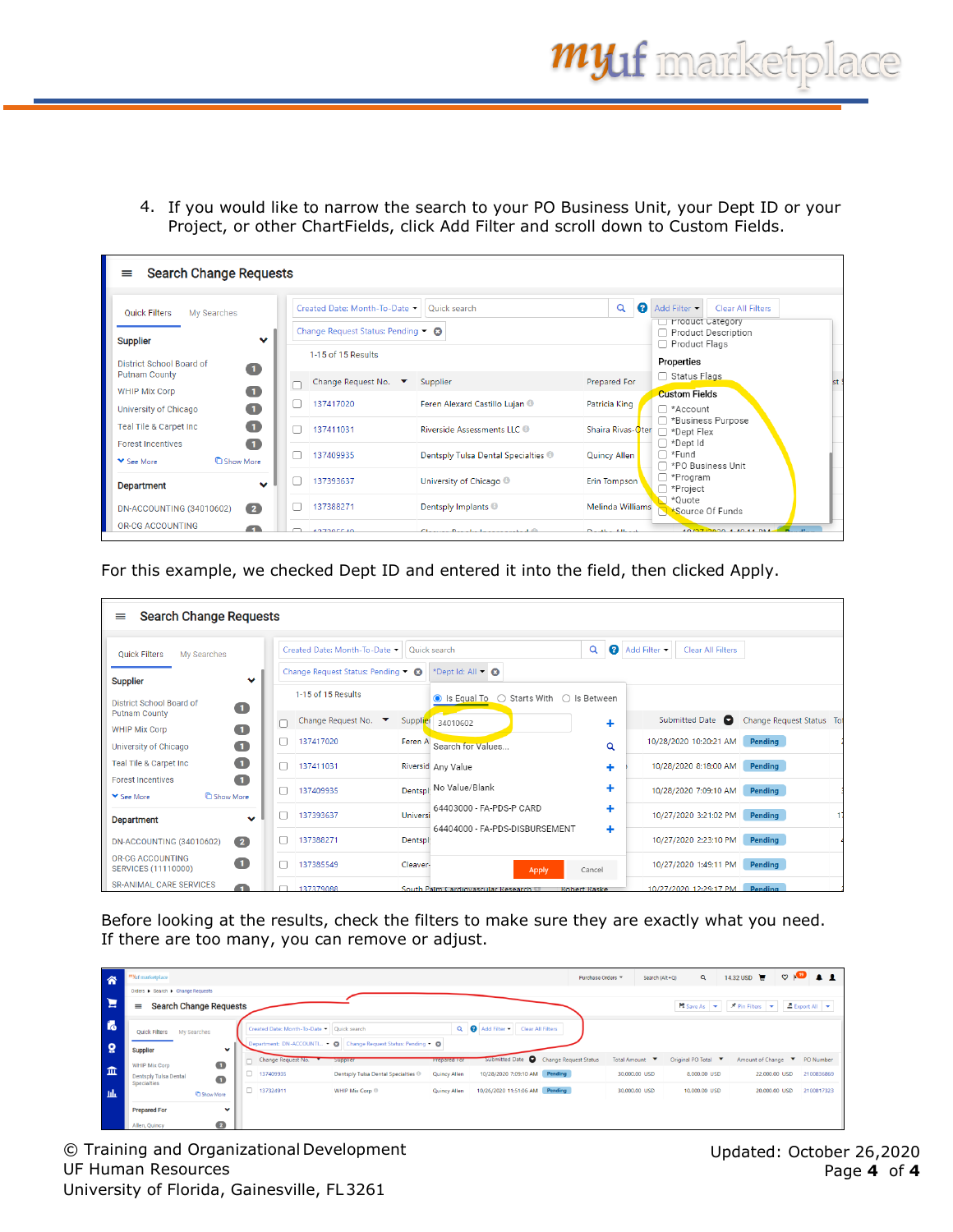4. If you would like to narrow the search to your PO Business Unit, your Dept ID or your Project, or other ChartFields, click Add Filter and scroll down to Custom Fields.

For this example, we checked Dept ID and entered it into the field, then clicked Apply.

Before looking at the results, check the filters to make sure they are exactly what you need. If there are too many, you can remove or adjust.

© Training and Organizational Development
UF Human Resources
University of Florida, Gainesville, FL 3261

Updated: October 26, 2020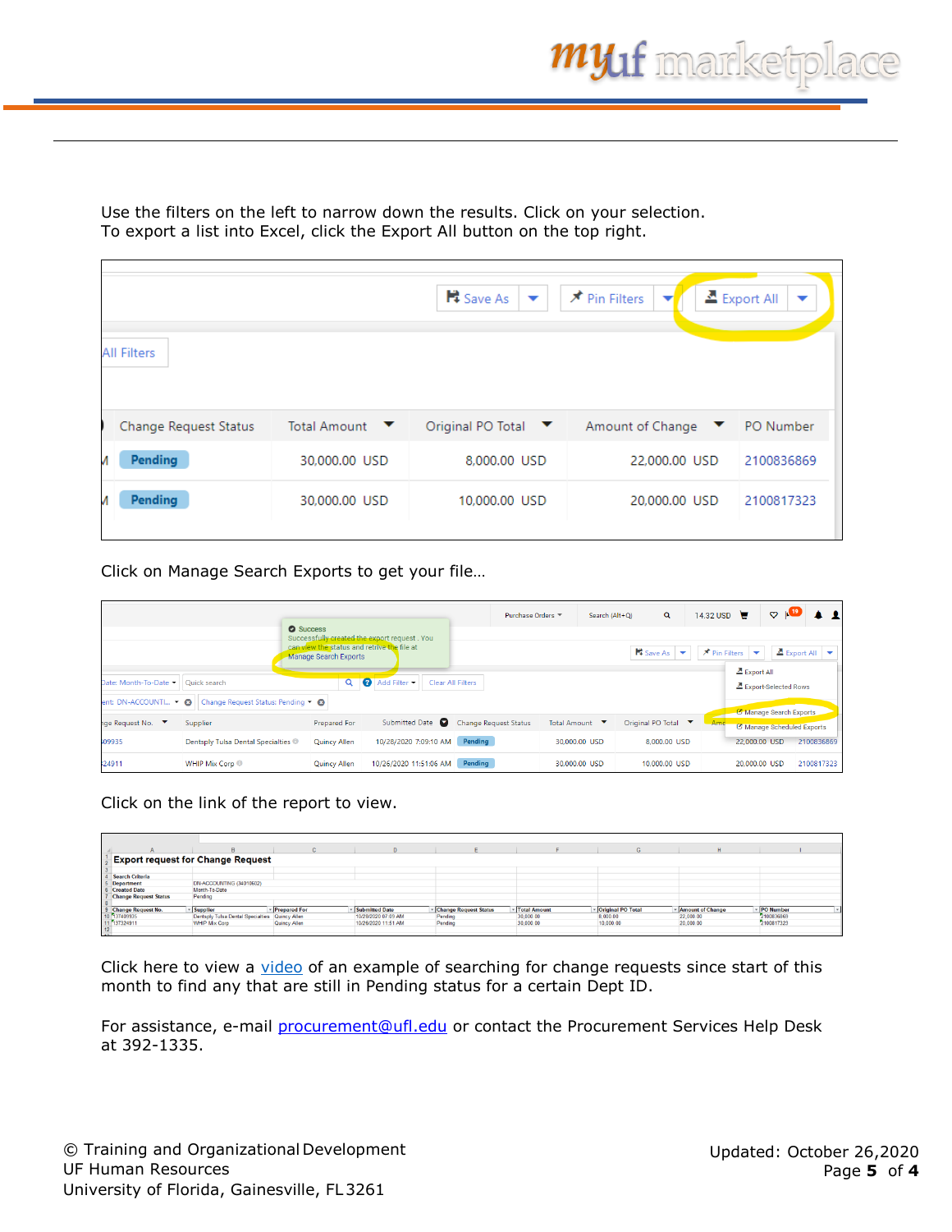Use the filters on the left to narrow down the results. Click on your selection.
To export a list into Excel, click the Export All button on the top right.

Click on Manage Search Exports to get your file…

Click on the link of the report to view.

Click here to view a [video](video) of an example of searching for change requests since start of this month to find any that are still in Pending status for a certain Dept ID.

For assistance, e-mail [procurement@ufl.edu](mailto:procurement@ufl.edu) or contact the Procurement Services Help Desk at 392-1335.

© Training and Organizational Development
UF Human Resources
University of Florida, Gainesville, FL 3261

Updated: October 26,2020